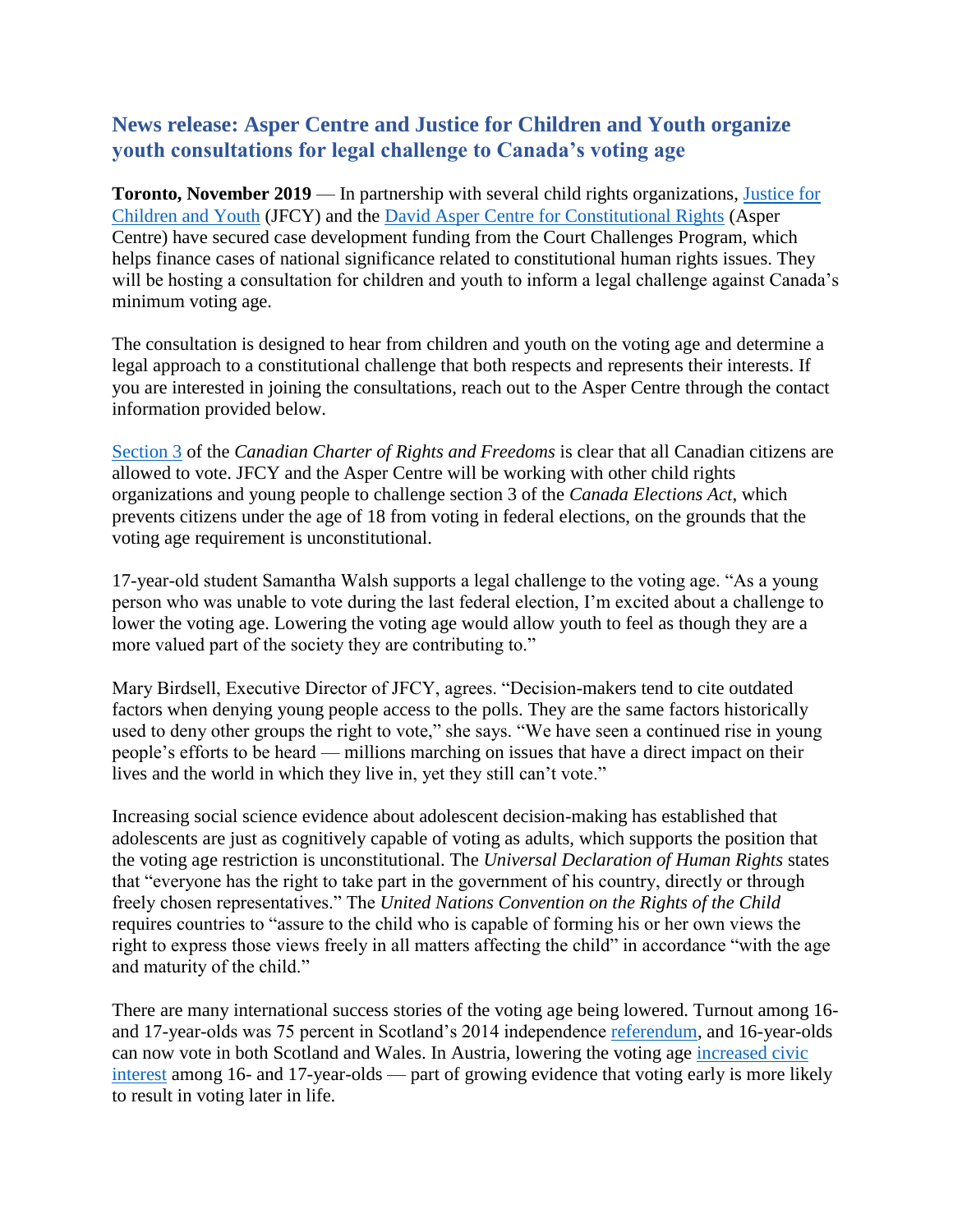## News release: Asper Centre and Justice for Children and Youth organize youth consultations for legal challenge to Canada's voting age

**Toronto, November 2019** — In partnership with several child rights organizations, [Justice for Children and Youth] (JFCY) and the [David Asper Centre for Constitutional Rights] (Asper Centre) have secured case development funding from the Court Challenges Program, which helps finance cases of national significance related to constitutional human rights issues. They will be hosting a consultation for children and youth to inform a legal challenge against Canada's minimum voting age.

The consultation is designed to hear from children and youth on the voting age and determine a legal approach to a constitutional challenge that both respects and represents their interests. If you are interested in joining the consultations, reach out to the Asper Centre through the contact information provided below.

[Section 3] of the *Canadian Charter of Rights and Freedoms* is clear that all Canadian citizens are allowed to vote. JFCY and the Asper Centre will be working with other child rights organizations and young people to challenge section 3 of the *Canada Elections Act*, which prevents citizens under the age of 18 from voting in federal elections, on the grounds that the voting age requirement is unconstitutional.

17-year-old student Samantha Walsh supports a legal challenge to the voting age. "As a young person who was unable to vote during the last federal election, I'm excited about a challenge to lower the voting age. Lowering the voting age would allow youth to feel as though they are a more valued part of the society they are contributing to."

Mary Birdsell, Executive Director of JFCY, agrees. "Decision-makers tend to cite outdated factors when denying young people access to the polls. They are the same factors historically used to deny other groups the right to vote," she says. "We have seen a continued rise in young people's efforts to be heard — millions marching on issues that have a direct impact on their lives and the world in which they live in, yet they still can't vote."

Increasing social science evidence about adolescent decision-making has established that adolescents are just as cognitively capable of voting as adults, which supports the position that the voting age restriction is unconstitutional. The *Universal Declaration of Human Rights* states that "everyone has the right to take part in the government of his country, directly or through freely chosen representatives." The *United Nations Convention on the Rights of the Child* requires countries to "assure to the child who is capable of forming his or her own views the right to express those views freely in all matters affecting the child" in accordance "with the age and maturity of the child."

There are many international success stories of the voting age being lowered. Turnout among 16- and 17-year-olds was 75 percent in Scotland's 2014 independence [referendum], and 16-year-olds can now vote in both Scotland and Wales. In Austria, lowering the voting age [increased civic interest] among 16- and 17-year-olds — part of growing evidence that voting early is more likely to result in voting later in life.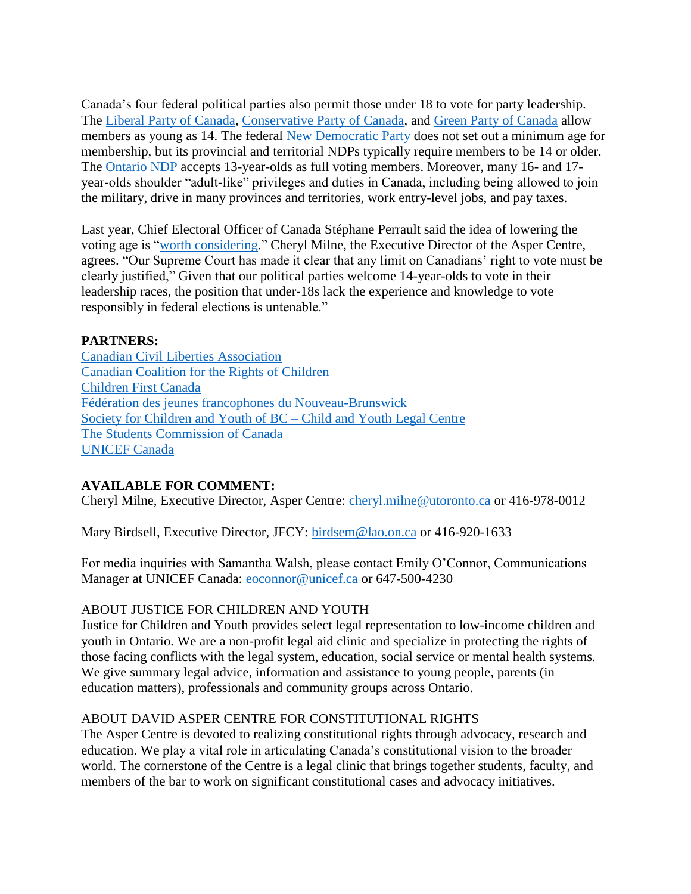Canada’s four federal political parties also permit those under 18 to vote for party leadership. The Liberal Party of Canada, Conservative Party of Canada, and Green Party of Canada allow members as young as 14. The federal New Democratic Party does not set out a minimum age for membership, but its provincial and territorial NDPs typically require members to be 14 or older. The Ontario NDP accepts 13-year-olds as full voting members. Moreover, many 16- and 17-year-olds shoulder “adult-like” privileges and duties in Canada, including being allowed to join the military, drive in many provinces and territories, work entry-level jobs, and pay taxes.

Last year, Chief Electoral Officer of Canada Stéphane Perrault said the idea of lowering the voting age is “worth considering.” Cheryl Milne, the Executive Director of the Asper Centre, agrees. “Our Supreme Court has made it clear that any limit on Canadians’ right to vote must be clearly justified,” Given that our political parties welcome 14-year-olds to vote in their leadership races, the position that under-18s lack the experience and knowledge to vote responsibly in federal elections is untenable.”

**PARTNERS:**

Canadian Civil Liberties Association
Canadian Coalition for the Rights of Children
Children First Canada
Fédération des jeunes francophones du Nouveau-Brunswick
Society for Children and Youth of BC – Child and Youth Legal Centre
The Students Commission of Canada
UNICEF Canada

**AVAILABLE FOR COMMENT:**

Cheryl Milne, Executive Director, Asper Centre: cheryl.milne@utoronto.ca or 416-978-0012

Mary Birdsell, Executive Director, JFCY: birdsem@lao.on.ca or 416-920-1633

For media inquiries with Samantha Walsh, please contact Emily O’Connor, Communications Manager at UNICEF Canada: eoconnor@unicef.ca or 647-500-4230

ABOUT JUSTICE FOR CHILDREN AND YOUTH

Justice for Children and Youth provides select legal representation to low-income children and youth in Ontario. We are a non-profit legal aid clinic and specialize in protecting the rights of those facing conflicts with the legal system, education, social service or mental health systems. We give summary legal advice, information and assistance to young people, parents (in education matters), professionals and community groups across Ontario.

ABOUT DAVID ASPER CENTRE FOR CONSTITUTIONAL RIGHTS

The Asper Centre is devoted to realizing constitutional rights through advocacy, research and education. We play a vital role in articulating Canada’s constitutional vision to the broader world. The cornerstone of the Centre is a legal clinic that brings together students, faculty, and members of the bar to work on significant constitutional cases and advocacy initiatives.